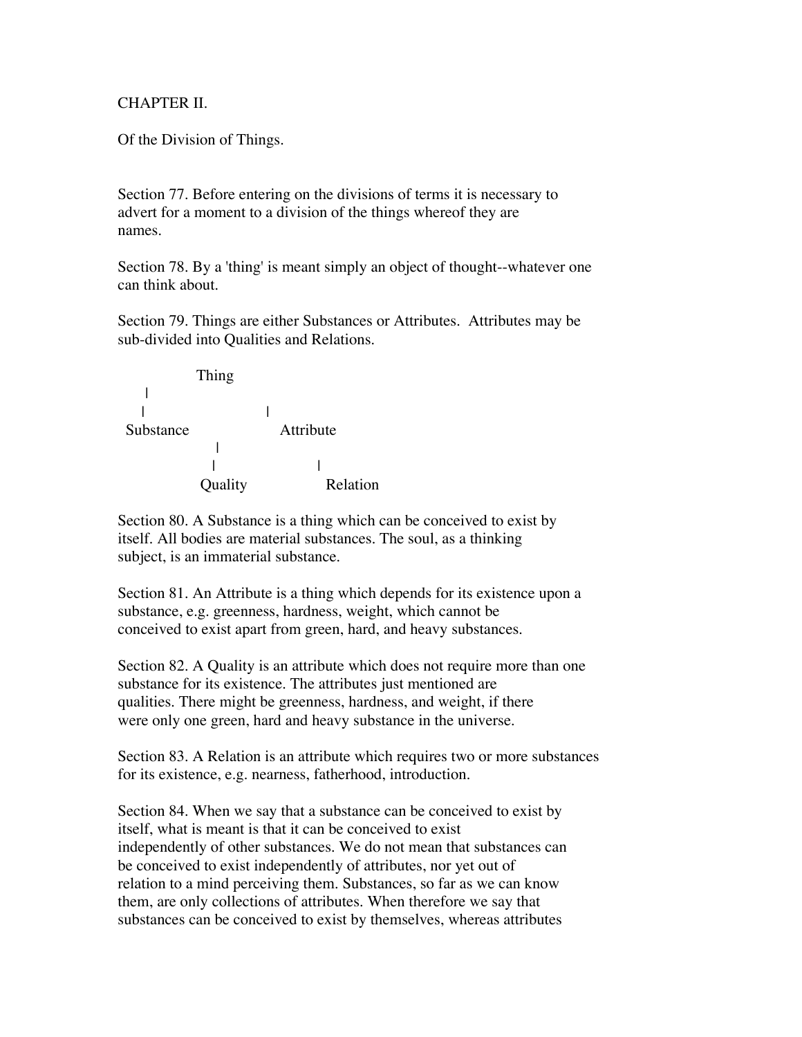# CHAPTER II.

## Of the Division of Things.

Section 77. Before entering on the divisions of terms it is necessary to advert for a moment to a division of the things whereof they are names.

Section 78. By a 'thing' is meant simply an object of thought--whatever one can think about.

Section 79. Things are either Substances or Attributes. Attributes may be sub-divided into Qualities and Relations.

```
              Thing
    |
    |                      |
 Substance              Attribute
                 |
                 |                   |
              Quality             Relation
```

Section 80. A Substance is a thing which can be conceived to exist by itself. All bodies are material substances. The soul, as a thinking subject, is an immaterial substance.

Section 81. An Attribute is a thing which depends for its existence upon a substance, e.g. greenness, hardness, weight, which cannot be conceived to exist apart from green, hard, and heavy substances.

Section 82. A Quality is an attribute which does not require more than one substance for its existence. The attributes just mentioned are qualities. There might be greenness, hardness, and weight, if there were only one green, hard and heavy substance in the universe.

Section 83. A Relation is an attribute which requires two or more substances for its existence, e.g. nearness, fatherhood, introduction.

Section 84. When we say that a substance can be conceived to exist by itself, what is meant is that it can be conceived to exist independently of other substances. We do not mean that substances can be conceived to exist independently of attributes, nor yet out of relation to a mind perceiving them. Substances, so far as we can know them, are only collections of attributes. When therefore we say that substances can be conceived to exist by themselves, whereas attributes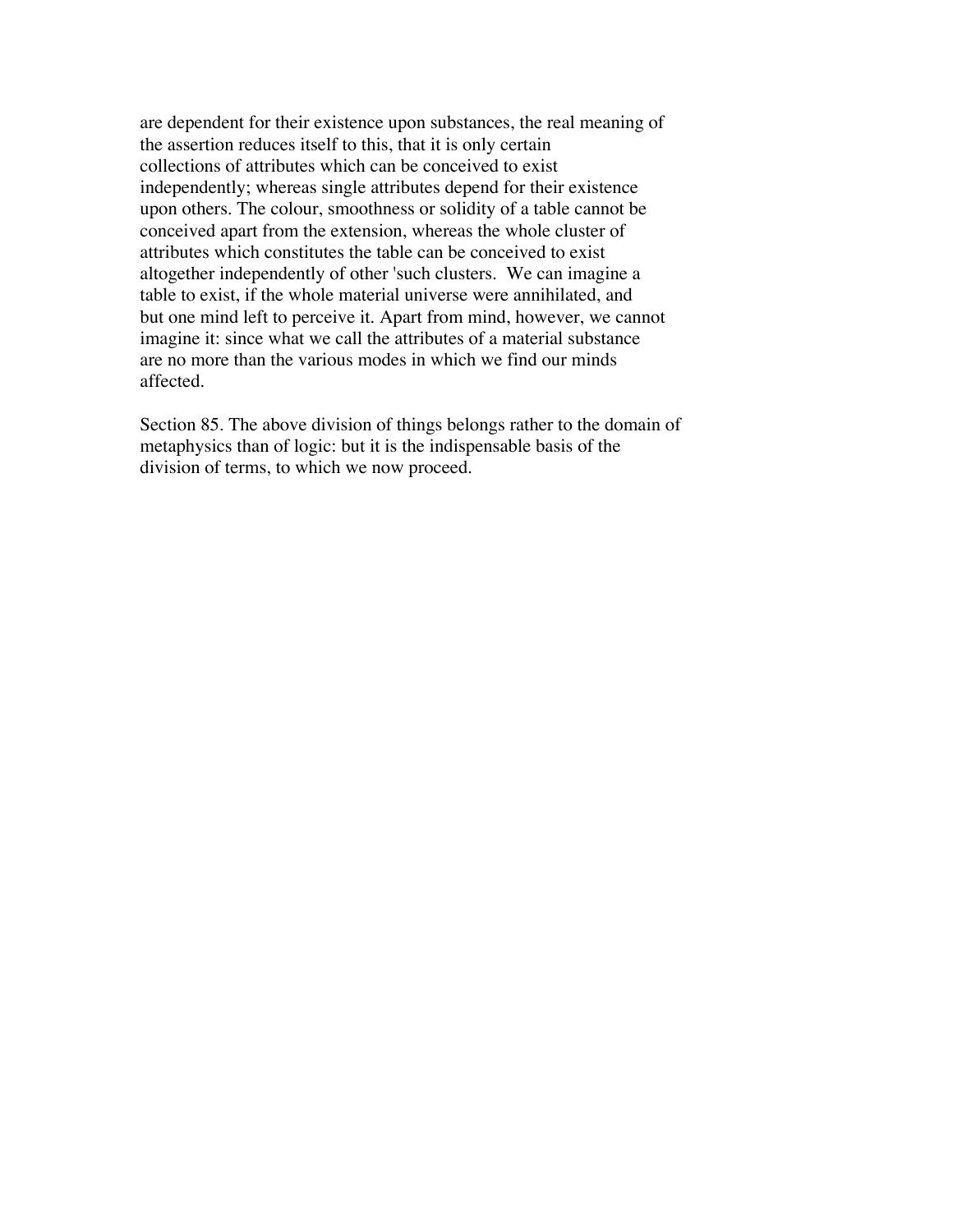are dependent for their existence upon substances, the real meaning of the assertion reduces itself to this, that it is only certain collections of attributes which can be conceived to exist independently; whereas single attributes depend for their existence upon others. The colour, smoothness or solidity of a table cannot be conceived apart from the extension, whereas the whole cluster of attributes which constitutes the table can be conceived to exist altogether independently of other 'such clusters. We can imagine a table to exist, if the whole material universe were annihilated, and but one mind left to perceive it. Apart from mind, however, we cannot imagine it: since what we call the attributes of a material substance are no more than the various modes in which we find our minds affected.

Section 85. The above division of things belongs rather to the domain of metaphysics than of logic: but it is the indispensable basis of the division of terms, to which we now proceed.